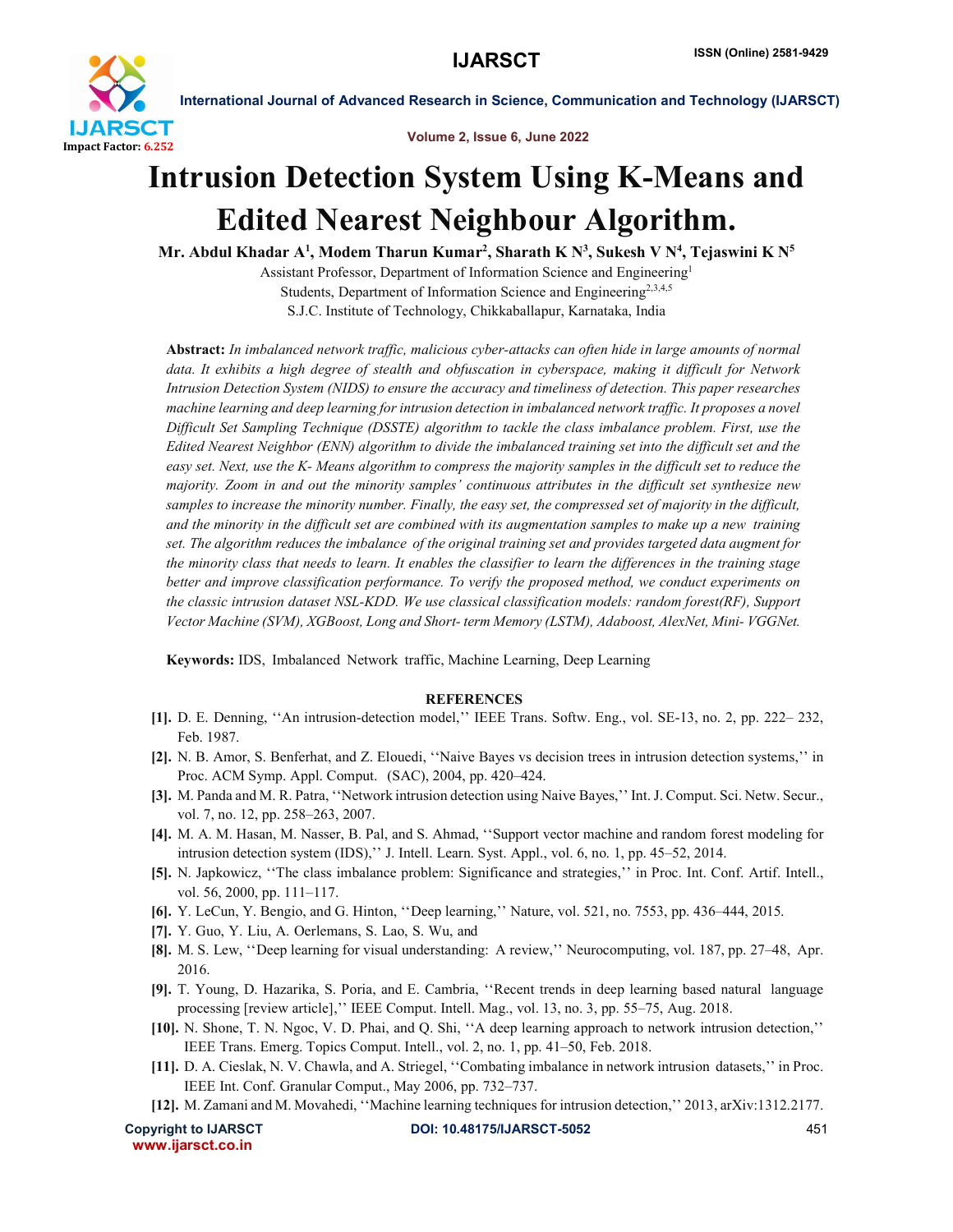# Intrusion Detection System Using K-Means and Edited Nearest Neighbour Algorithm.

**Mr. Abdul Khadar A[1], Modem Tharun Kumar[2], Sharath K N[3], Sukesh V N[4], Tejaswini K N[5]**

Assistant Professor, Department of Information Science and Engineering[1]

Students, Department of Information Science and Engineering[2,3,4,5]

S.J.C. Institute of Technology, Chikkaballapur, Karnataka, India

**Abstract:** *In imbalanced network traffic, malicious cyber-attacks can often hide in large amounts of normal data. It exhibits a high degree of stealth and obfuscation in cyberspace, making it difficult for Network Intrusion Detection System (NIDS) to ensure the accuracy and timeliness of detection. This paper researches machine learning and deep learning for intrusion detection in imbalanced network traffic. It proposes a novel Difficult Set Sampling Technique (DSSTE) algorithm to tackle the class imbalance problem. First, use the Edited Nearest Neighbor (ENN) algorithm to divide the imbalanced training set into the difficult set and the easy set. Next, use the K- Means algorithm to compress the majority samples in the difficult set to reduce the majority. Zoom in and out the minority samples' continuous attributes in the difficult set synthesize new samples to increase the minority number. Finally, the easy set, the compressed set of majority in the difficult, and the minority in the difficult set are combined with its augmentation samples to make up a new training set. The algorithm reduces the imbalance of the original training set and provides targeted data augment for the minority class that needs to learn. It enables the classifier to learn the differences in the training stage better and improve classification performance. To verify the proposed method, we conduct experiments on the classic intrusion dataset NSL-KDD. We use classical classification models: random forest(RF), Support Vector Machine (SVM), XGBoost, Long and Short- term Memory (LSTM), Adaboost, AlexNet, Mini- VGGNet.*

**Keywords:** IDS, Imbalanced Network traffic, Machine Learning, Deep Learning

## REFERENCES

[1]. D. E. Denning, ''An intrusion-detection model,'' IEEE Trans. Softw. Eng., vol. SE-13, no. 2, pp. 222– 232, Feb. 1987.

[2]. N. B. Amor, S. Benferhat, and Z. Elouedi, ''Naive Bayes vs decision trees in intrusion detection systems,'' in Proc. ACM Symp. Appl. Comput. (SAC), 2004, pp. 420–424.

[3]. M. Panda and M. R. Patra, ''Network intrusion detection using Naive Bayes,'' Int. J. Comput. Sci. Netw. Secur., vol. 7, no. 12, pp. 258–263, 2007.

[4]. M. A. M. Hasan, M. Nasser, B. Pal, and S. Ahmad, ''Support vector machine and random forest modeling for intrusion detection system (IDS),'' J. Intell. Learn. Syst. Appl., vol. 6, no. 1, pp. 45–52, 2014.

[5]. N. Japkowicz, ''The class imbalance problem: Significance and strategies,'' in Proc. Int. Conf. Artif. Intell., vol. 56, 2000, pp. 111–117.

[6]. Y. LeCun, Y. Bengio, and G. Hinton, ''Deep learning,'' Nature, vol. 521, no. 7553, pp. 436–444, 2015.

[7]. Y. Guo, Y. Liu, A. Oerlemans, S. Lao, S. Wu, and

[8]. M. S. Lew, ''Deep learning for visual understanding: A review,'' Neurocomputing, vol. 187, pp. 27–48, Apr. 2016.

[9]. T. Young, D. Hazarika, S. Poria, and E. Cambria, ''Recent trends in deep learning based natural language processing [review article],'' IEEE Comput. Intell. Mag., vol. 13, no. 3, pp. 55–75, Aug. 2018.

[10]. N. Shone, T. N. Ngoc, V. D. Phai, and Q. Shi, ''A deep learning approach to network intrusion detection,'' IEEE Trans. Emerg. Topics Comput. Intell., vol. 2, no. 1, pp. 41–50, Feb. 2018.

[11]. D. A. Cieslak, N. V. Chawla, and A. Striegel, ''Combating imbalance in network intrusion datasets,'' in Proc. IEEE Int. Conf. Granular Comput., May 2006, pp. 732–737.

[12]. M. Zamani and M. Movahedi, ''Machine learning techniques for intrusion detection,'' 2013, arXiv:1312.2177.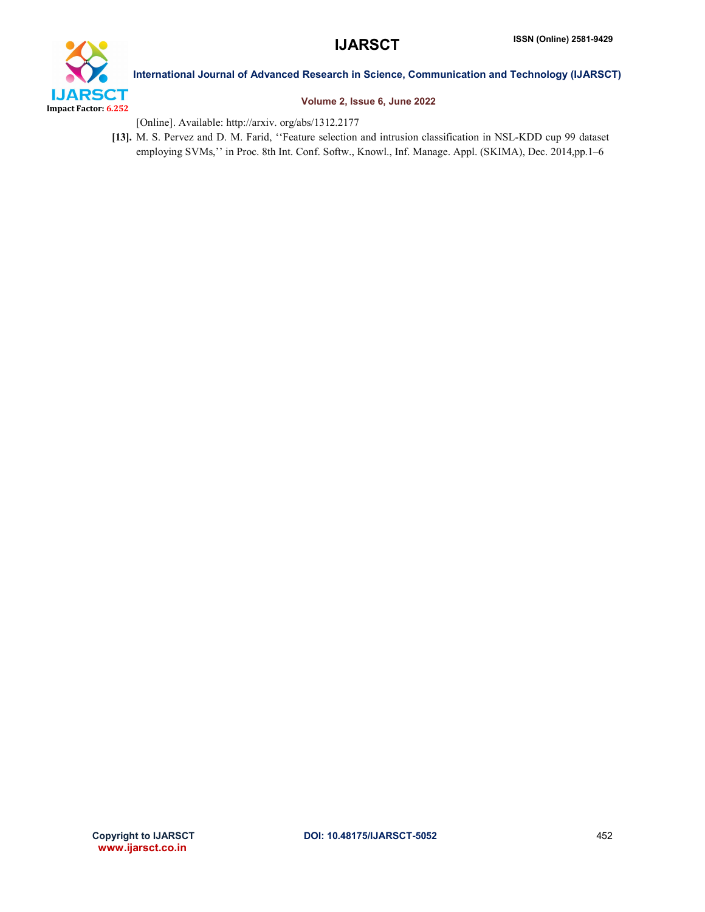[Online]. Available: http://arxiv. org/abs/1312.2177

[13]. M. S. Pervez and D. M. Farid, ''Feature selection and intrusion classification in NSL-KDD cup 99 dataset employing SVMs,'' in Proc. 8th Int. Conf. Softw., Knowl., Inf. Manage. Appl. (SKIMA), Dec. 2014,pp.1–6